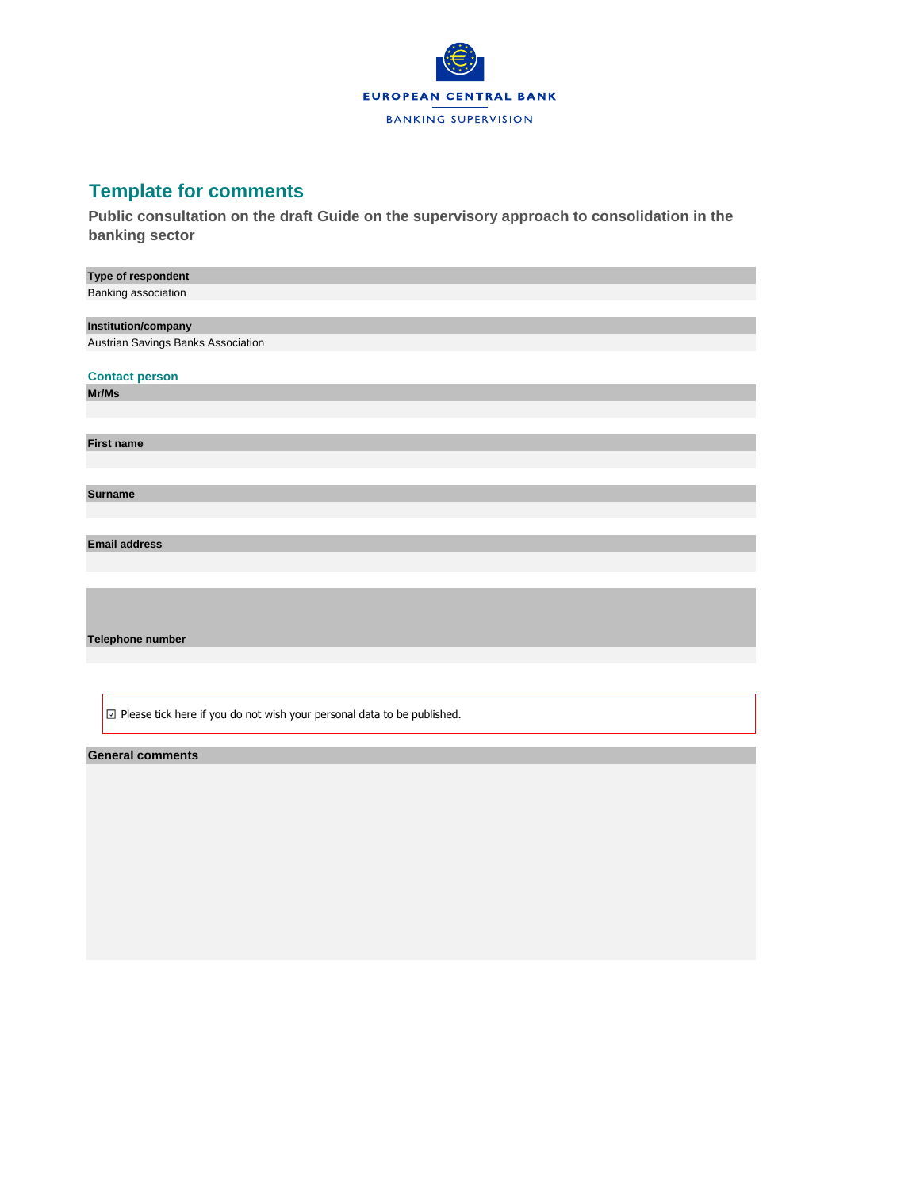EUROPEAN CENTRAL BANK

BANKING SUPERVISION

# Template for comments

## Public consultation on the draft Guide on the supervisory approach to consolidation in the banking sector

**Type of respondent**

Banking association

**Institution/company**

Austrian Savings Banks Association

### Contact person

**Mr/Ms**

**First name**

**Surname**

**Email address**

**Telephone number**

☑ Please tick here if you do not wish your personal data to be published.

**General comments**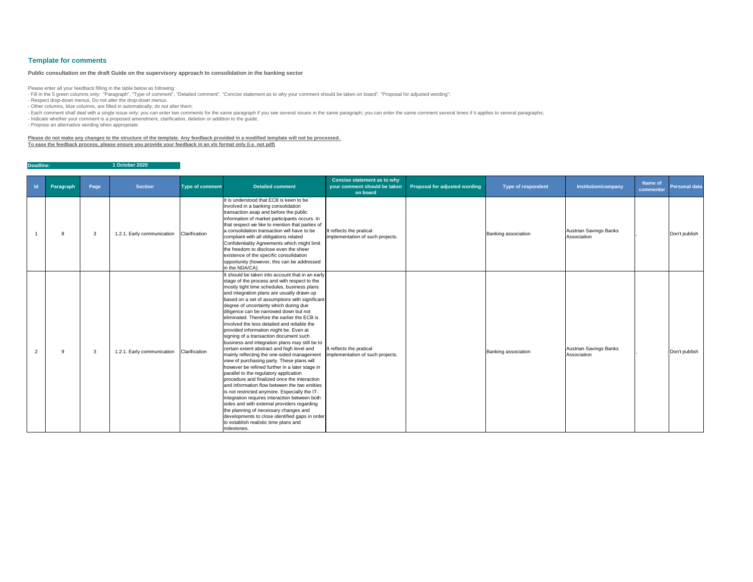## Template for comments

**Public consultation on the draft Guide on the supervisory approach to consolidation in the banking sector**

Please enter all your feedback filling in the table below as following :

- Fill in the 5 green columns only: "Paragraph", "Type of comment", "Detailed comment", "Concise statement as to why your comment should be taken on board", "Proposal for adjusted wording";
- Respect drop-down menus. Do not alter the drop-down menus.
- Other columns, blue columns, are filled in automatically; do not alter them;
- Each comment shall deal with a single issue only; you can enter two comments for the same paragraph if you see several issues in the same paragraph; you can enter the same comment several times if it applies to several paragraphs;
- Indicate whether your comment is a proposed amendment, clarification, deletion or addition to the guide;
- Propose an alternative wording when appropriate.

**Please do not make any changes to the structure of the template. Any feedback provided in a modified template will not be processed.**
**To ease the feedback process, please ensure you provide your feedback in an xls format only (i.e. not pdf)**

**Deadline:** **1 October 2020**

| Id | Paragraph | Page | Section | Type of comment | Detailed comment | Concise statement as to why your comment should be taken on board | Proposal for adjusted wording | Type of respondent | Institution/company | Name of commenter | Personal data |
|---|---|---|---|---|---|---|---|---|---|---|---|
| 1 | 8 | 3 | 1.2.1. Early communication | Clarification | It is understood that ECB is keen to be involved in a banking consolidation transaction asap and before the public information of market participants occurs. In that respect we like to mention that parties of a consolidation transaction will have to be compliant with all obligations related Confidentiality Agreements which might limit the freedom to disclose even the sheer existence of the specific consolidation opportunity (however, this can be addressed in the NDA/CA). | It reflects the pratical implementation of such projects. | | Banking association | Austrian Savings Banks Association | , | Don't publish |
| 2 | 9 | 3 | 1.2.1. Early communication | Clarification | It should be taken into account that in an early stage of the process and with respect to the mostly tight time schedules, business plans and integration plans are usually drawn up based on a set of assumptions with significant degree of uncertainty which during due diligence can be narrowed down but not eliminated. Therefore the earlier the ECB is involved the less detailed and reliable the provided information might be. Even at signing of a transaction document such business and integration plans may still be to certain extent abstract and high level and mainly reflecting the one-sided management view of purchasing party. These plans will however be refined further in a later stage in parallel to the regulatory application procedure and finalized once the interaction and information flow between the two entities is not restricted anymore. Especially the IT-integration requires interaction between both sides and with external providers regarding the planning of necessary changes and developments to close identified gaps in order to establish realistic time plans and milestones. | It reflects the pratical implementation of such projects. | | Banking association | Austrian Savings Banks Association | , | Don't publish |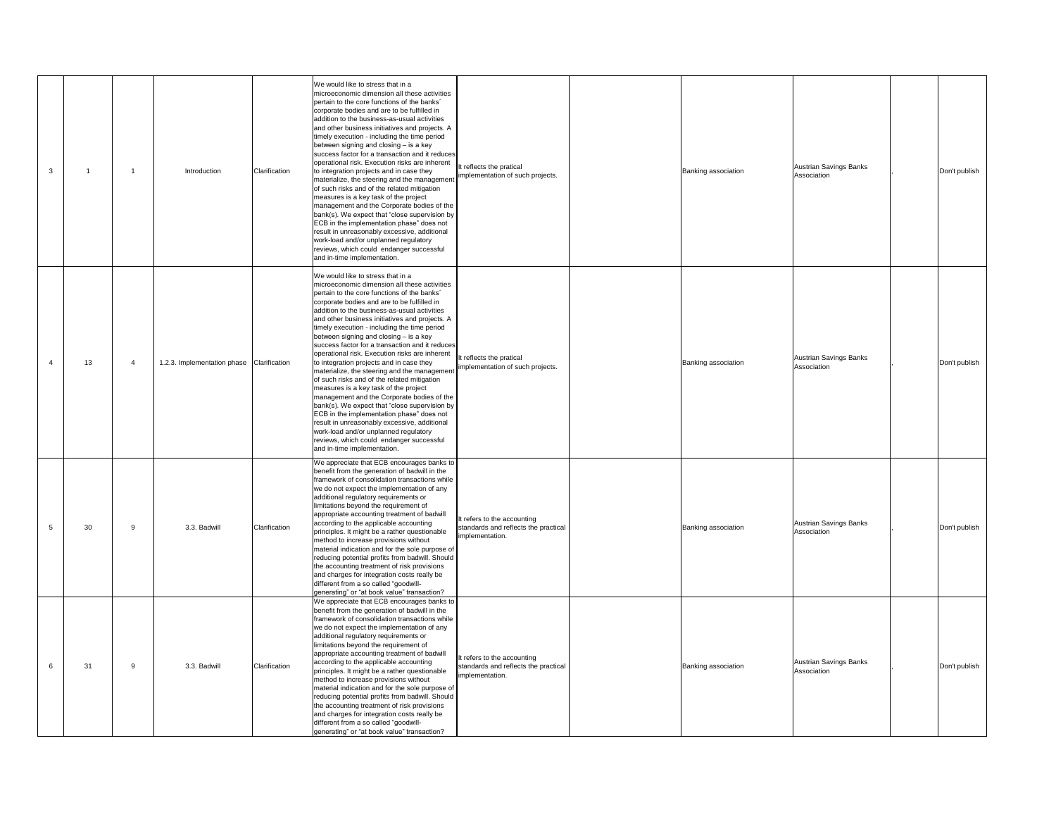| | | | | | | | | | | | |
|---|---|---|---|---|---|---|---|---|---|---|---|
| 3 | 1 | 1 | Introduction | Clarification | We would like to stress that in a microeconomic dimension all these activities pertain to the core functions of the banks´ corporate bodies and are to be fulfilled in addition to the business-as-usual activities and other business initiatives and projects. A timely execution - including the time period between signing and closing – is a key success factor for a transaction and it reduces operational risk. Execution risks are inherent to integration projects and in case they materialize, the steering and the management of such risks and of the related mitigation measures is a key task of the project management and the Corporate bodies of the bank(s). We expect that "close supervision by ECB in the implementation phase" does not result in unreasonably excessive, additional work-load and/or unplanned regulatory reviews, which could endanger successful and in-time implementation. | It reflects the pratical implementation of such projects. | | Banking association | Austrian Savings Banks Association | , | Don't publish |
| 4 | 13 | 4 | 1.2.3. Implementation phase | Clarification | We would like to stress that in a microeconomic dimension all these activities pertain to the core functions of the banks´ corporate bodies and are to be fulfilled in addition to the business-as-usual activities and other business initiatives and projects. A timely execution - including the time period between signing and closing – is a key success factor for a transaction and it reduces operational risk. Execution risks are inherent to integration projects and in case they materialize, the steering and the management of such risks and of the related mitigation measures is a key task of the project management and the Corporate bodies of the bank(s). We expect that "close supervision by ECB in the implementation phase" does not result in unreasonably excessive, additional work-load and/or unplanned regulatory reviews, which could endanger successful and in-time implementation. | It reflects the pratical implementation of such projects. | | Banking association | Austrian Savings Banks Association | , | Don't publish |
| 5 | 30 | 9 | 3.3. Badwill | Clarification | We appreciate that ECB encourages banks to benefit from the generation of badwill in the framework of consolidation transactions while we do not expect the implementation of any additional regulatory requirements or limitations beyond the requirement of appropriate accounting treatment of badwill according to the applicable accounting principles. It might be a rather questionable method to increase provisions without material indication and for the sole purpose of reducing potential profits from badwill. Should the accounting treatment of risk provisions and charges for integration costs really be different from a so called "goodwill-generating" or "at book value" transaction? | It refers to the accounting standards and reflects the practical implementation. | | Banking association | Austrian Savings Banks Association | , | Don't publish |
| 6 | 31 | 9 | 3.3. Badwill | Clarification | We appreciate that ECB encourages banks to benefit from the generation of badwill in the framework of consolidation transactions while we do not expect the implementation of any additional regulatory requirements or limitations beyond the requirement of appropriate accounting treatment of badwill according to the applicable accounting principles. It might be a rather questionable method to increase provisions without material indication and for the sole purpose of reducing potential profits from badwill. Should the accounting treatment of risk provisions and charges for integration costs really be different from a so called "goodwill-generating" or "at book value" transaction? | It refers to the accounting standards and reflects the practical implementation. | | Banking association | Austrian Savings Banks Association | , | Don't publish |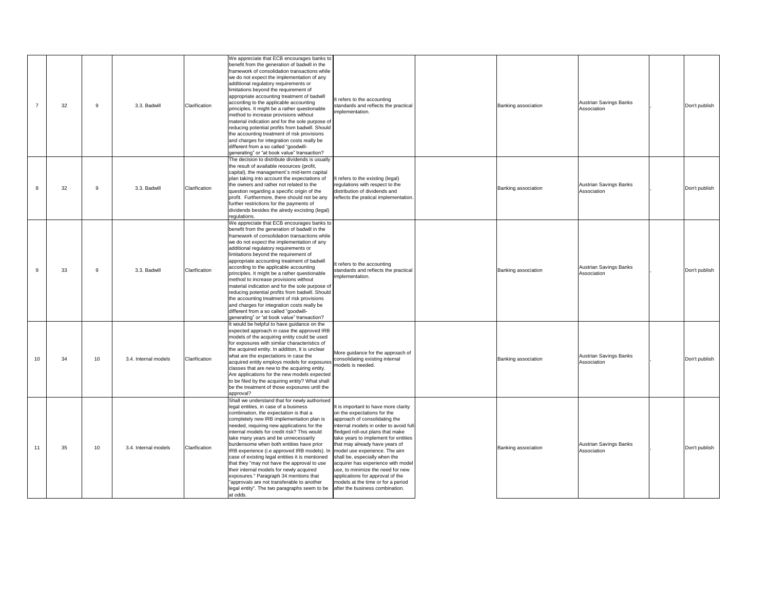| | | | | | | | | | | | |
|---|---|---|---|---|---|---|---|---|---|---|---|
| 7 | 32 | 9 | 3.3. Badwill | Clarification | We appreciate that ECB encourages banks to benefit from the generation of badwill in the framework of consolidation transactions while we do not expect the implementation of any additional regulatory requirements or limitations beyond the requirement of appropriate accounting treatment of badwill according to the applicable accounting principles. It might be a rather questionable method to increase provisions without material indication and for the sole purpose of reducing potential profits from badwill. Should the accounting treatment of risk provisions and charges for integration costs really be different from a so called "goodwill-generating" or "at book value" transaction? | It refers to the accounting standards and reflects the practical implementation. | | Banking association | Austrian Savings Banks Association | , | Don't publish |
| 8 | 32 | 9 | 3.3. Badwill | Clarification | The decision to distribute dividends is usually the result of available resources (profit, capital), the management´s mid-term capital plan taking into account the expectations of the owners and rather not related to the question regarding a specific origin of the profit. Furthermore, there should not be any further restrictions for the payments of dividends besides the alredy excisting (legal) regulations. | It refers to the existing (legal) regulations with respect to the distribution of dividends and reflects the pratical implementation. | | Banking association | Austrian Savings Banks Association | , | Don't publish |
| 9 | 33 | 9 | 3.3. Badwill | Clarification | We appreciate that ECB encourages banks to benefit from the generation of badwill in the framework of consolidation transactions while we do not expect the implementation of any additional regulatory requirements or limitations beyond the requirement of appropriate accounting treatment of badwill according to the applicable accounting principles. It might be a rather questionable method to increase provisions without material indication and for the sole purpose of reducing potential profits from badwill. Should the accounting treatment of risk provisions and charges for integration costs really be different from a so called "goodwill-generating" or "at book value" transaction? | It refers to the accounting standards and reflects the practical implementation. | | Banking association | Austrian Savings Banks Association | , | Don't publish |
| 10 | 34 | 10 | 3.4. Internal models | Clarification | It would be helpful to have guidance on the expected approach in case the approved IRB models of the acquiring entity could be used for exposures with similar characteristics of the acquired entity. In addition, it is unclear what are the expectations in case the acquired entity employs models for exposures classes that are new to the acquiring entity. Are applications for the new models expected to be filed by the acquiring entity? What shall be the treatment of those exposures until the approval? | More guidance for the approach of consolidating existing internal models is needed. | | Banking association | Austrian Savings Banks Association | , | Don't publish |
| 11 | 35 | 10 | 3.4. Internal models | Clarification | Shall we understand that for newly authorised legal entities, in case of a business combination, the expectation is that a completely new IRB implementation plan is needed, requiring new applications for the internal models for credit risk? This would take many years and be unnecessarily burdensome when both entities have prior IRB experience (i.e approved IRB models). In case of existing legal entities it is mentioned that they "may not have the approval to use their internal models for newly acquired exposures." Paragraph 34 mentions that "approvals are not transferable to another legal entity". The two paragraphs seem to be at odds. | It is important to have more clarity on the expectations for the approach of consolidating the internal models in order to avoid full-fledged roll-out plans that make take years to implement for entities that may already have years of model use experience. The aim shall be, especially when the acquirer has experience with model use, to minimize the need for new applications for approval of the models at the time or for a period after the business combination. | | Banking association | Austrian Savings Banks Association | , | Don't publish |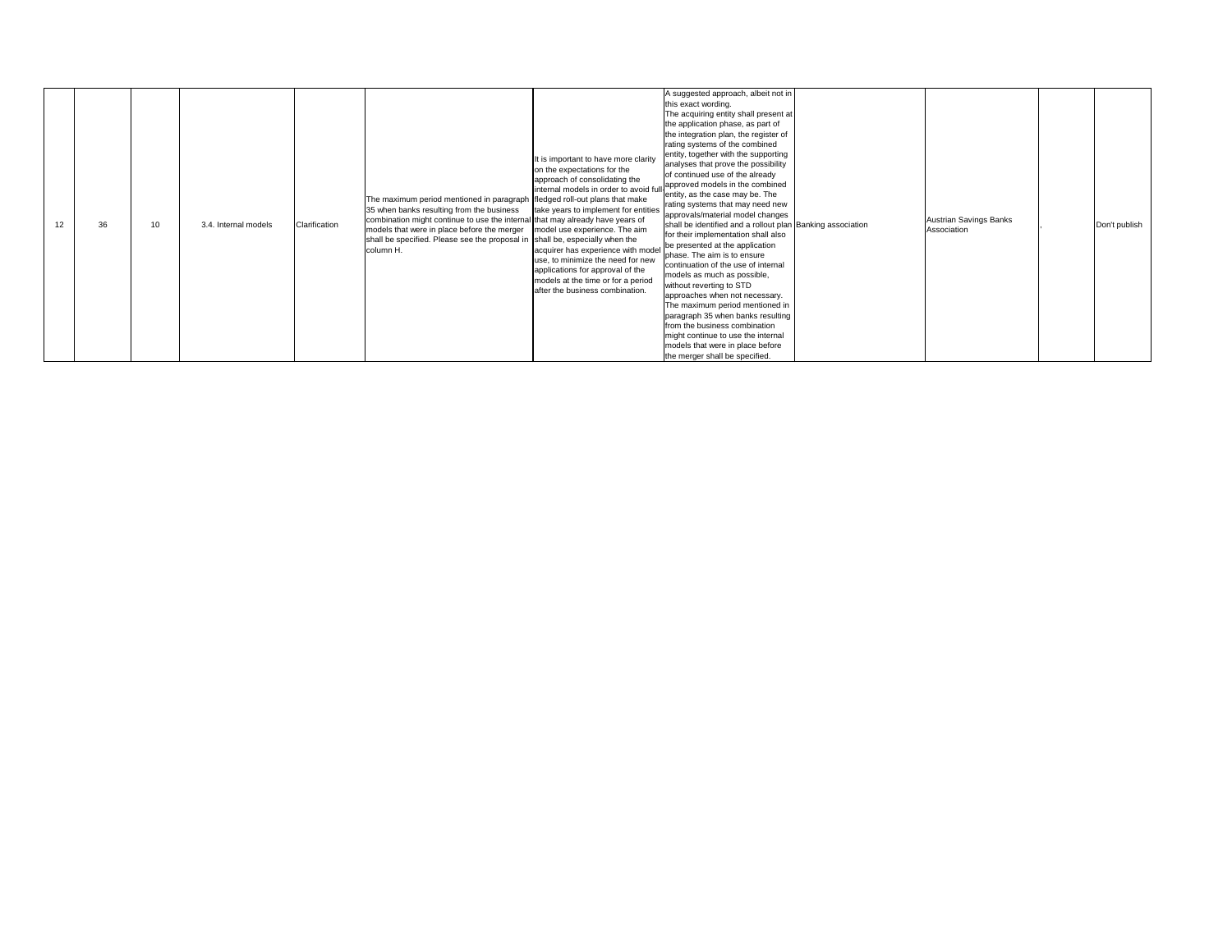| | | | | | | | | | | | |
|---|---|---|---|---|---|---|---|---|---|---|---|
| 12 | 36 | 10 | 3.4. Internal models | Clarification | The maximum period mentioned in paragraph 35 when banks resulting from the business combination might continue to use the internal models that were in place before the merger shall be specified. Please see the proposal in column H. | It is important to have more clarity on the expectations for the approach of consolidating the internal models in order to avoid full-fledged roll-out plans that make take years to implement for entities that may already have years of model use experience. The aim shall be, especially when the acquirer has experience with model use, to minimize the need for new applications for approval of the models at the time or for a period after the business combination. | A suggested approach, albeit not in this exact wording. The acquiring entity shall present at the application phase, as part of the integration plan, the register of rating systems of the combined entity, together with the supporting analyses that prove the possibility of continued use of the already approved models in the combined entity, as the case may be. The rating systems that may need new approvals/material model changes shall be identified and a rollout plan for their implementation shall also be presented at the application phase. The aim is to ensure continuation of the use of internal models as much as possible, without reverting to STD approaches when not necessary. The maximum period mentioned in paragraph 35 when banks resulting from the business combination might continue to use the internal models that were in place before the merger shall be specified. | Banking association | Austrian Savings Banks Association | . | Don't publish |